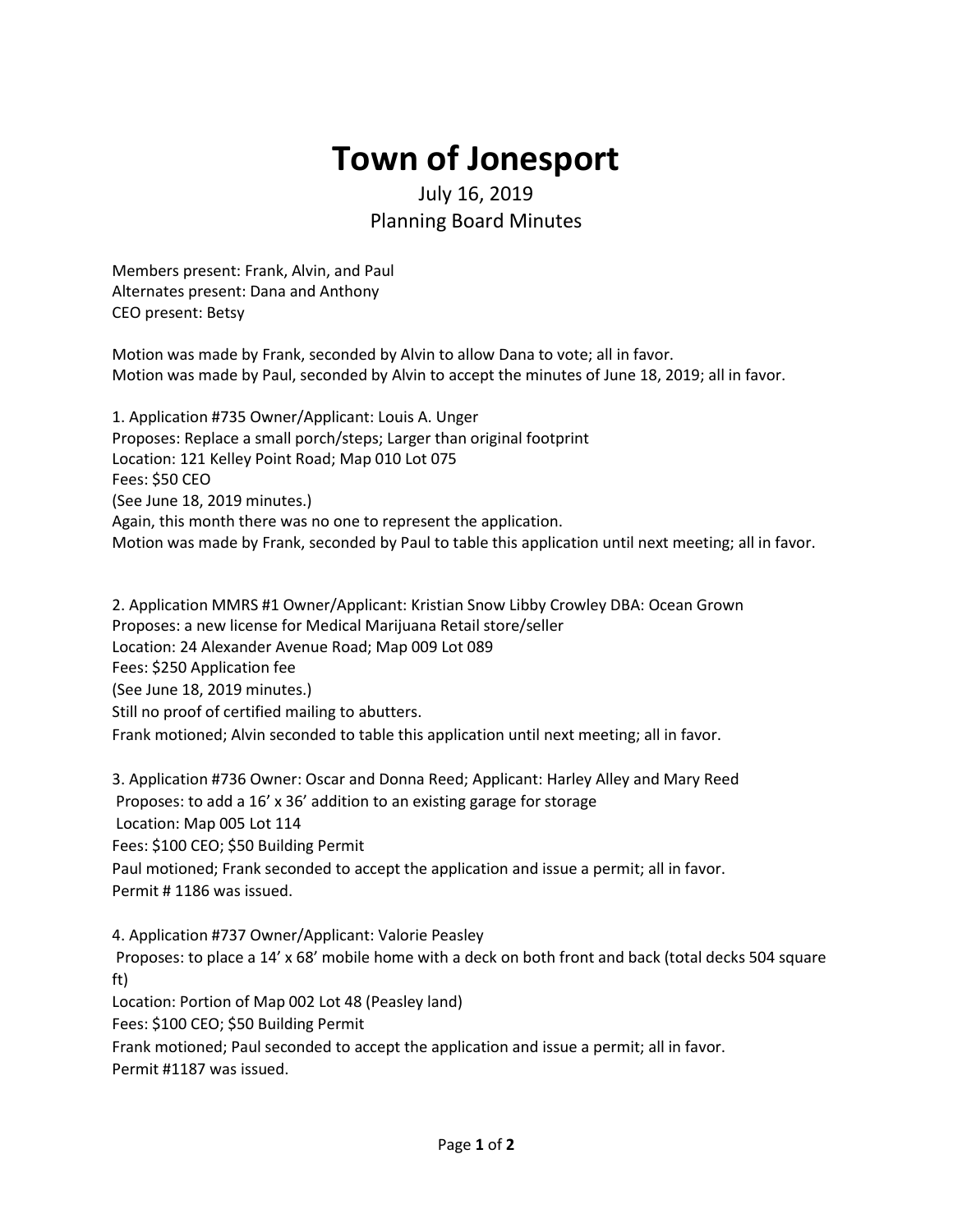# Town of Jonesport

July 16, 2019
Planning Board Minutes

Members present: Frank, Alvin, and Paul
Alternates present: Dana and Anthony
CEO present: Betsy

Motion was made by Frank, seconded by Alvin to allow Dana to vote; all in favor.
Motion was made by Paul, seconded by Alvin to accept the minutes of June 18, 2019; all in favor.

1. Application #735 Owner/Applicant: Louis A. Unger
Proposes: Replace a small porch/steps; Larger than original footprint
Location: 121 Kelley Point Road; Map 010 Lot 075
Fees: $50 CEO
(See June 18, 2019 minutes.)
Again, this month there was no one to represent the application.
Motion was made by Frank, seconded by Paul to table this application until next meeting; all in favor.

2. Application MMRS #1 Owner/Applicant: Kristian Snow Libby Crowley DBA: Ocean Grown
Proposes: a new license for Medical Marijuana Retail store/seller
Location: 24 Alexander Avenue Road; Map 009 Lot 089
Fees: $250 Application fee
(See June 18, 2019 minutes.)
Still no proof of certified mailing to abutters.
Frank motioned; Alvin seconded to table this application until next meeting; all in favor.

3. Application #736 Owner: Oscar and Donna Reed; Applicant: Harley Alley and Mary Reed
Proposes: to add a 16' x 36' addition to an existing garage for storage
Location: Map 005 Lot 114
Fees: $100 CEO; $50 Building Permit
Paul motioned; Frank seconded to accept the application and issue a permit; all in favor.
Permit # 1186 was issued.

4. Application #737 Owner/Applicant: Valorie Peasley
Proposes: to place a 14' x 68' mobile home with a deck on both front and back (total decks 504 square ft)
Location: Portion of Map 002 Lot 48 (Peasley land)
Fees: $100 CEO; $50 Building Permit
Frank motioned; Paul seconded to accept the application and issue a permit; all in favor.
Permit #1187 was issued.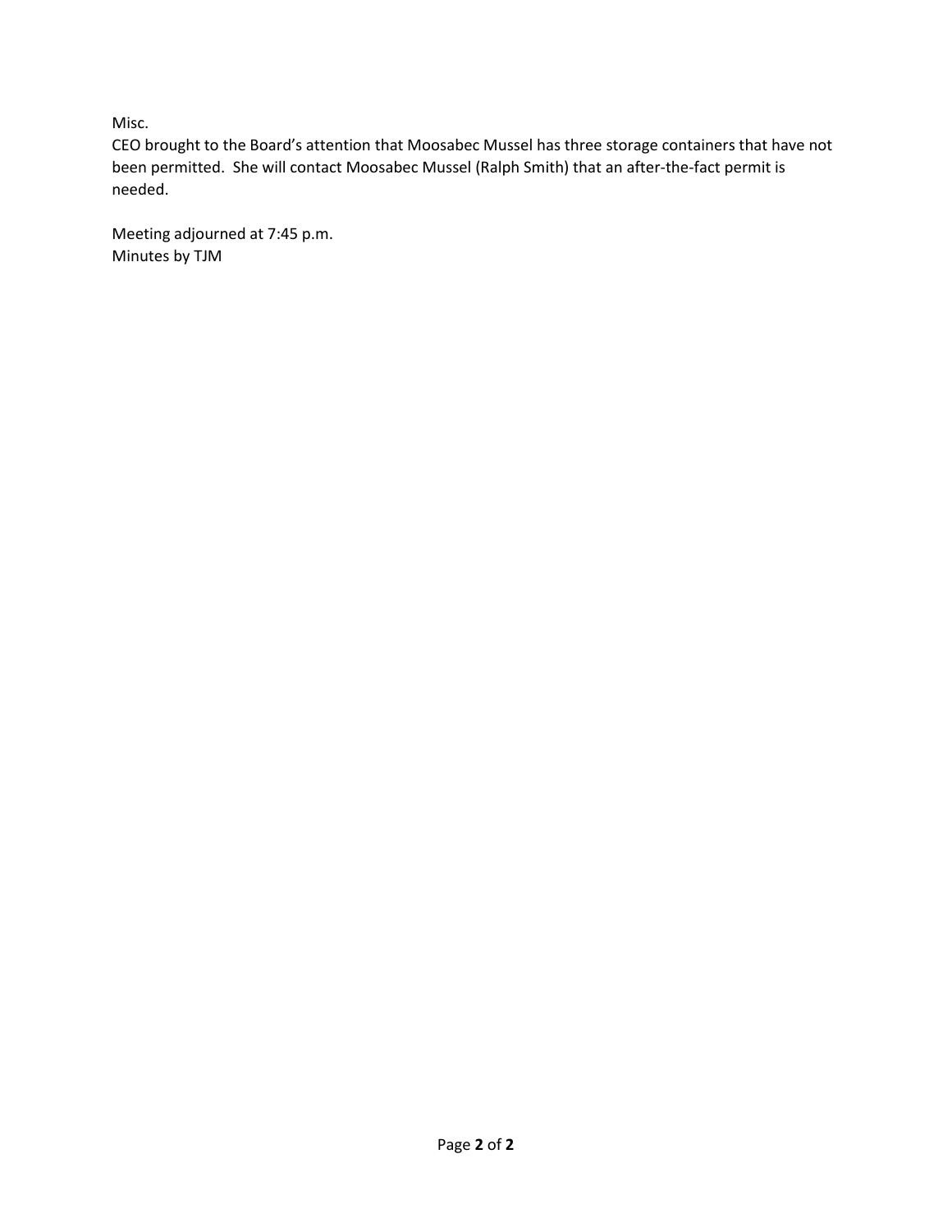Misc.

CEO brought to the Board's attention that Moosabec Mussel has three storage containers that have not been permitted. She will contact Moosabec Mussel (Ralph Smith) that an after-the-fact permit is needed.

Meeting adjourned at 7:45 p.m.
Minutes by TJM